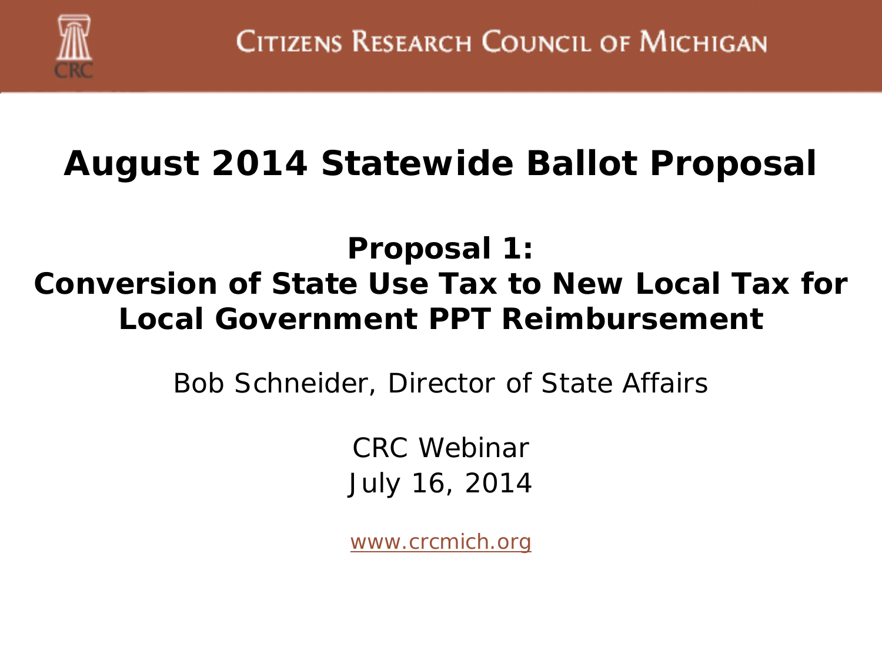Citizens Research Council of Michigan

# August 2014 Statewide Ballot Proposal

## Proposal 1: Conversion of State Use Tax to New Local Tax for Local Government PPT Reimbursement

Bob Schneider, Director of State Affairs

CRC Webinar
July 16, 2014

www.crcmich.org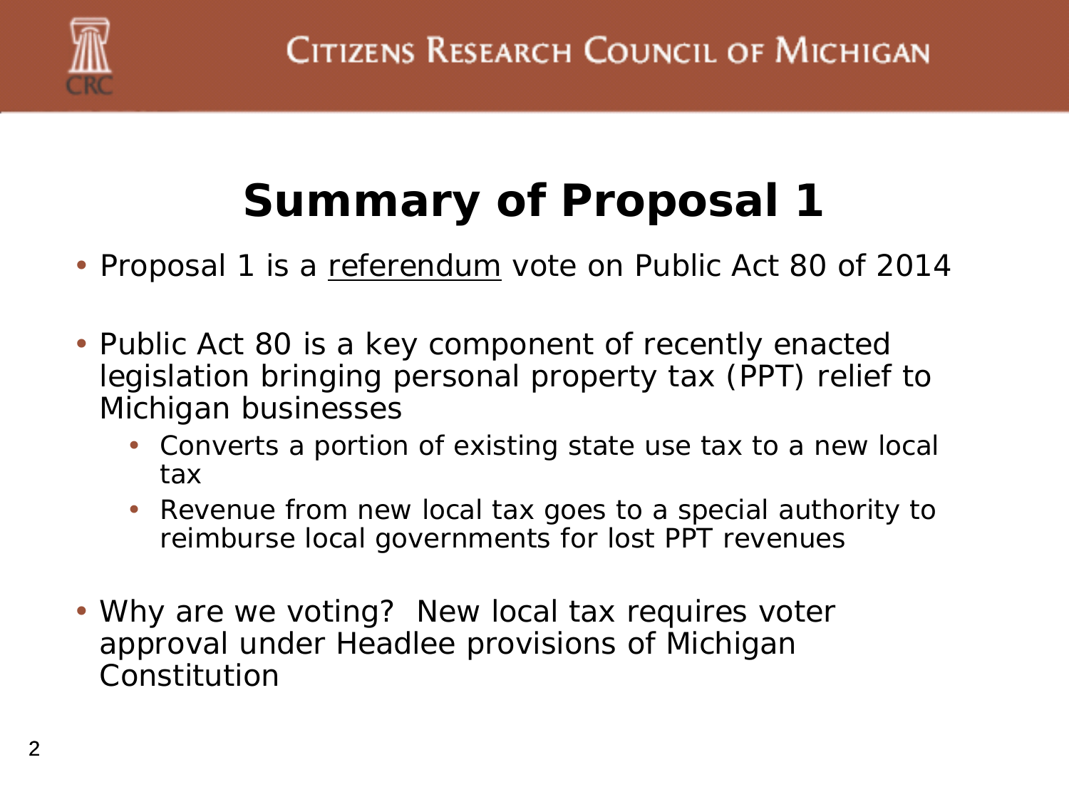# Summary of Proposal 1

- Proposal 1 is a <u>referendum</u> vote on Public Act 80 of 2014
- Public Act 80 is a key component of recently enacted legislation bringing personal property tax (PPT) relief to Michigan businesses
  - Converts a portion of existing state use tax to a new local tax
  - Revenue from new local tax goes to a special authority to reimburse local governments for lost PPT revenues
- Why are we voting? New local tax requires voter approval under Headlee provisions of Michigan Constitution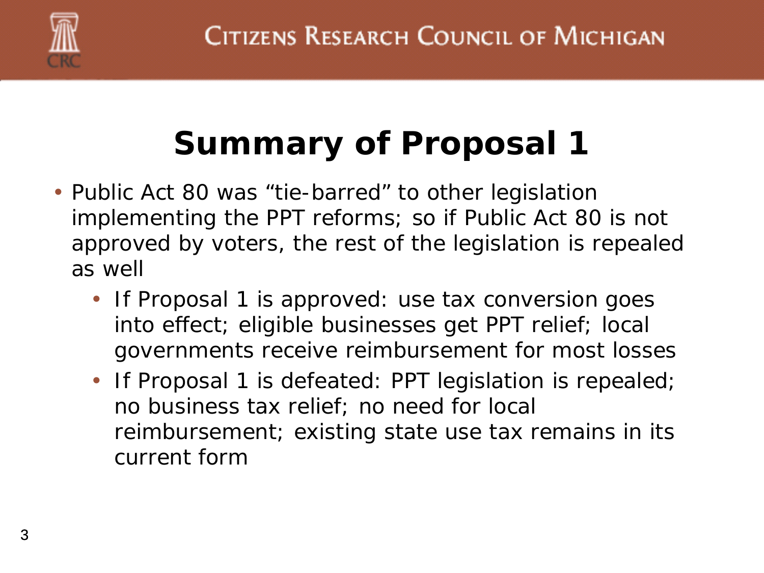# Summary of Proposal 1

- Public Act 80 was "tie-barred" to other legislation implementing the PPT reforms; so if Public Act 80 is not approved by voters, the rest of the legislation is repealed as well
  - If Proposal 1 is approved: use tax conversion goes into effect; eligible businesses get PPT relief; local governments receive reimbursement for most losses
  - If Proposal 1 is defeated: PPT legislation is repealed; no business tax relief; no need for local reimbursement; existing state use tax remains in its current form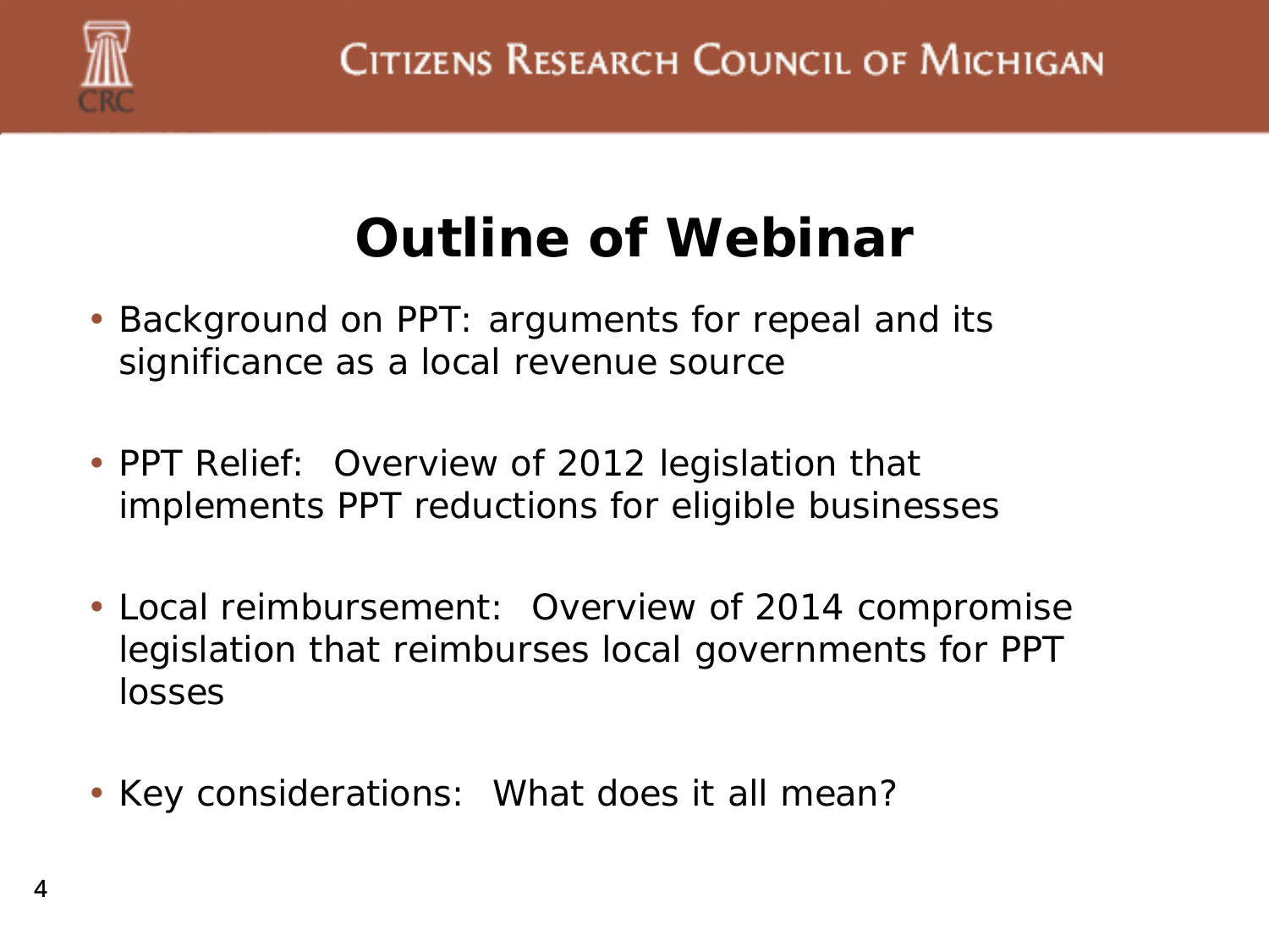# Outline of Webinar

- Background on PPT: arguments for repeal and its significance as a local revenue source
- PPT Relief: Overview of 2012 legislation that implements PPT reductions for eligible businesses
- Local reimbursement: Overview of 2014 compromise legislation that reimburses local governments for PPT losses
- Key considerations: What does it all mean?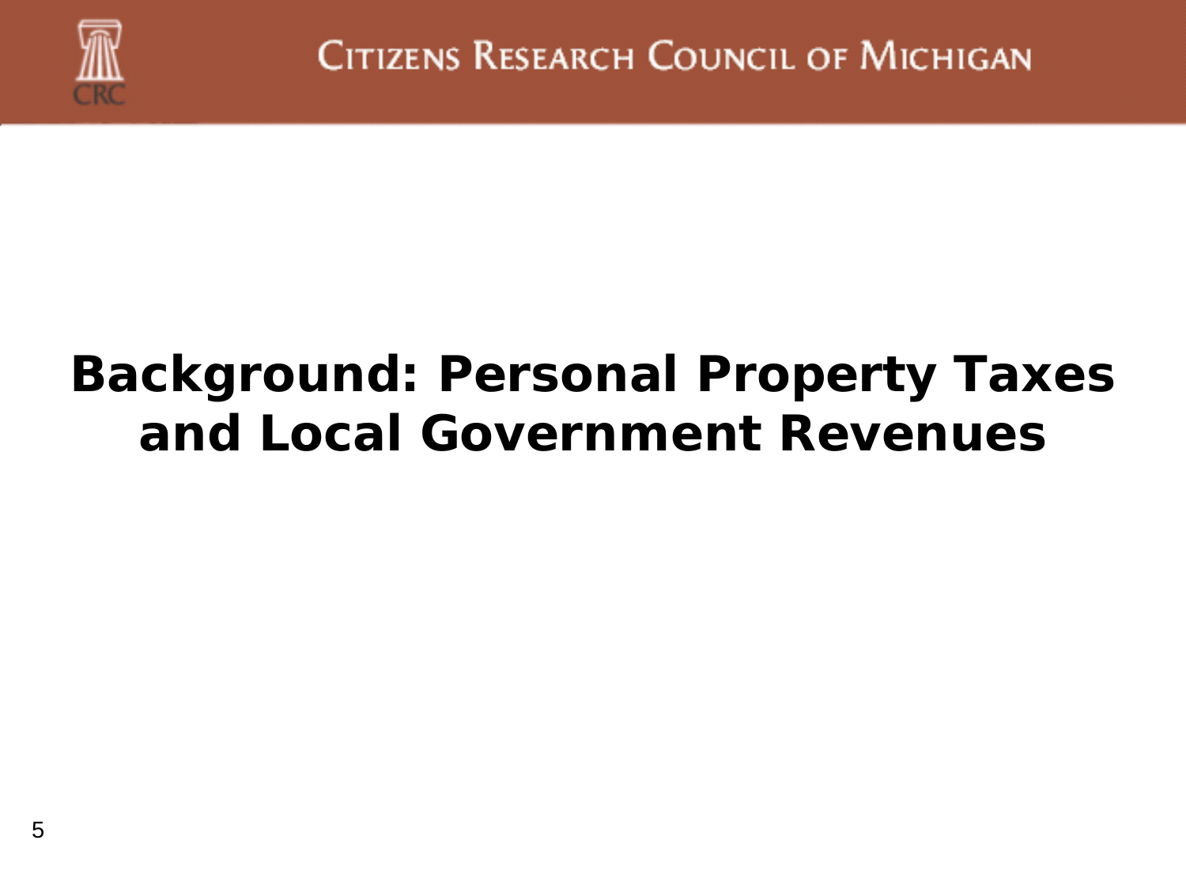# Background: Personal Property Taxes and Local Government Revenues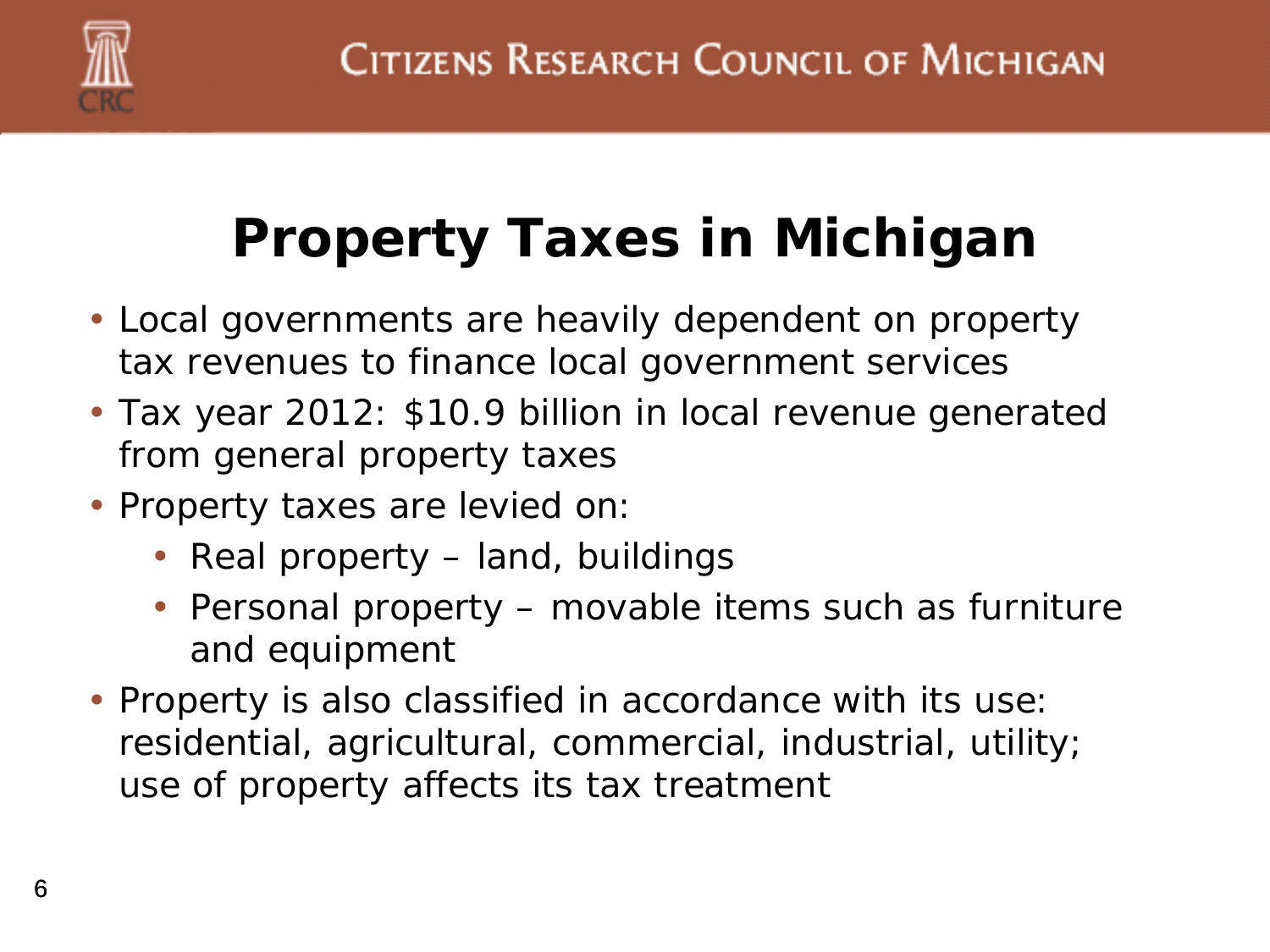# Property Taxes in Michigan

- Local governments are heavily dependent on property tax revenues to finance local government services
- Tax year 2012: $10.9 billion in local revenue generated from general property taxes
- Property taxes are levied on:
  - Real property – land, buildings
  - Personal property – movable items such as furniture and equipment
- Property is also classified in accordance with its use: residential, agricultural, commercial, industrial, utility; use of property affects its tax treatment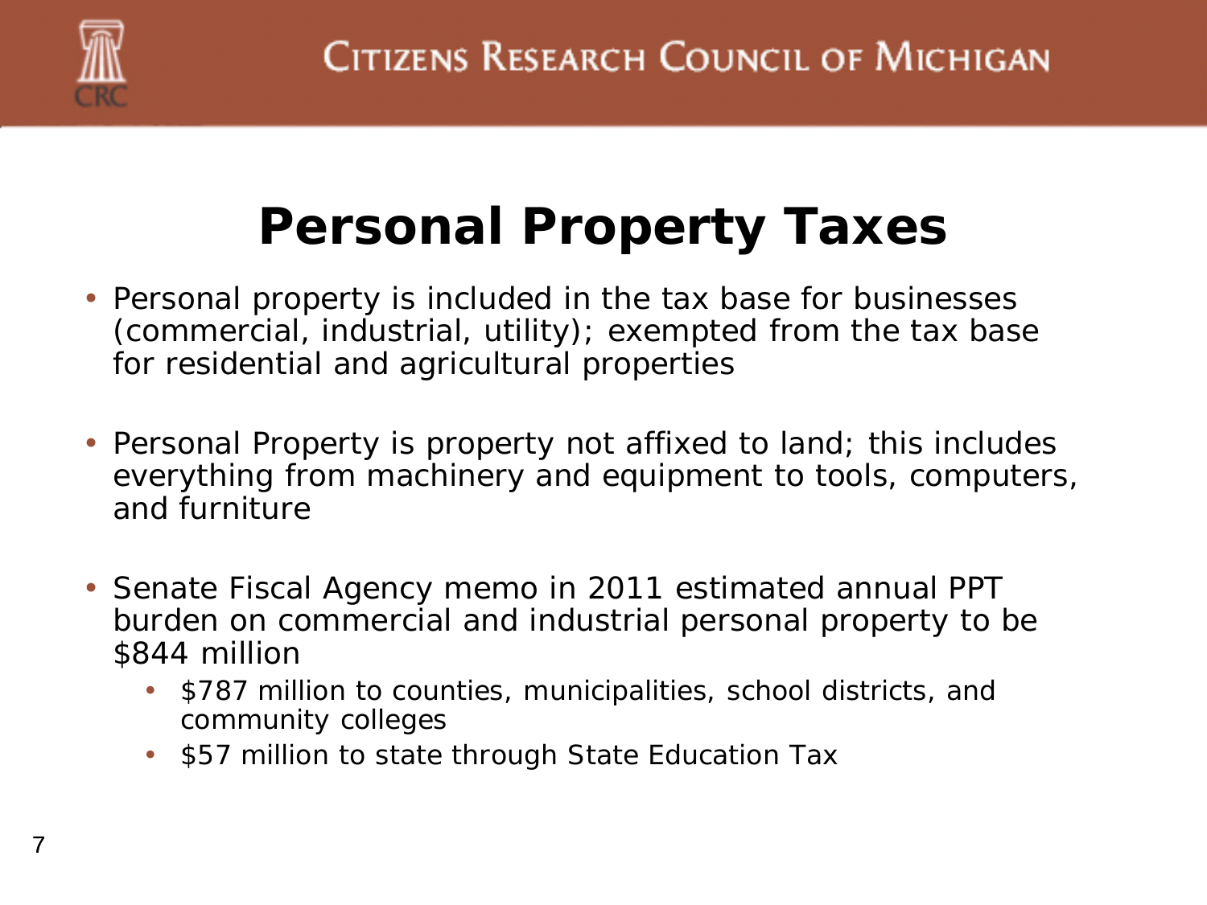# Personal Property Taxes

- Personal property is included in the tax base for businesses (commercial, industrial, utility); exempted from the tax base for residential and agricultural properties
- Personal Property is property not affixed to land; this includes everything from machinery and equipment to tools, computers, and furniture
- Senate Fiscal Agency memo in 2011 estimated annual PPT burden on commercial and industrial personal property to be $844 million
  - $787 million to counties, municipalities, school districts, and community colleges
  - $57 million to state through State Education Tax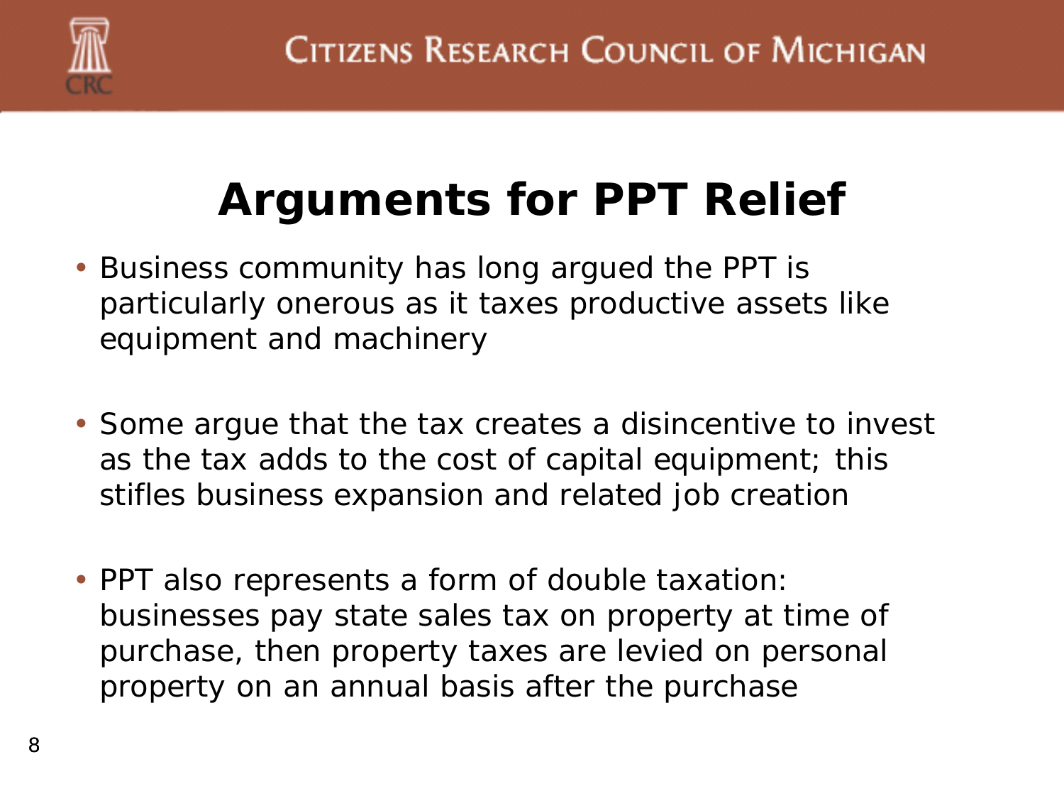# Arguments for PPT Relief

- Business community has long argued the PPT is particularly onerous as it taxes productive assets like equipment and machinery
- Some argue that the tax creates a disincentive to invest as the tax adds to the cost of capital equipment; this stifles business expansion and related job creation
- PPT also represents a form of double taxation: businesses pay state sales tax on property at time of purchase, then property taxes are levied on personal property on an annual basis after the purchase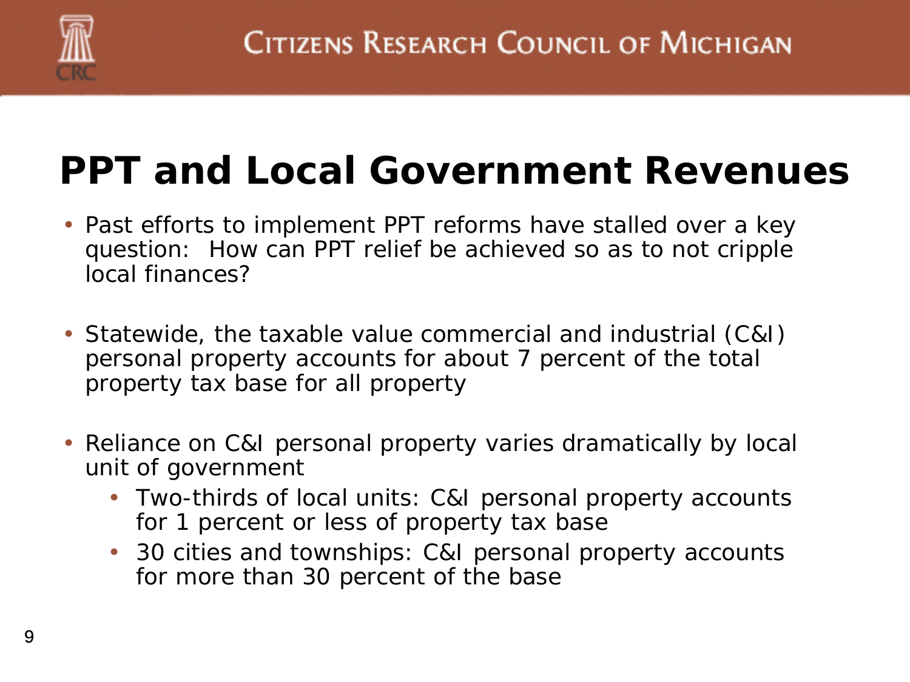# PPT and Local Government Revenues

- Past efforts to implement PPT reforms have stalled over a key question: How can PPT relief be achieved so as to not cripple local finances?
- Statewide, the taxable value commercial and industrial (C&I) personal property accounts for about 7 percent of the total property tax base for all property
- Reliance on C&I personal property varies dramatically by local unit of government
  - Two-thirds of local units: C&I personal property accounts for 1 percent or less of property tax base
  - 30 cities and townships: C&I personal property accounts for more than 30 percent of the base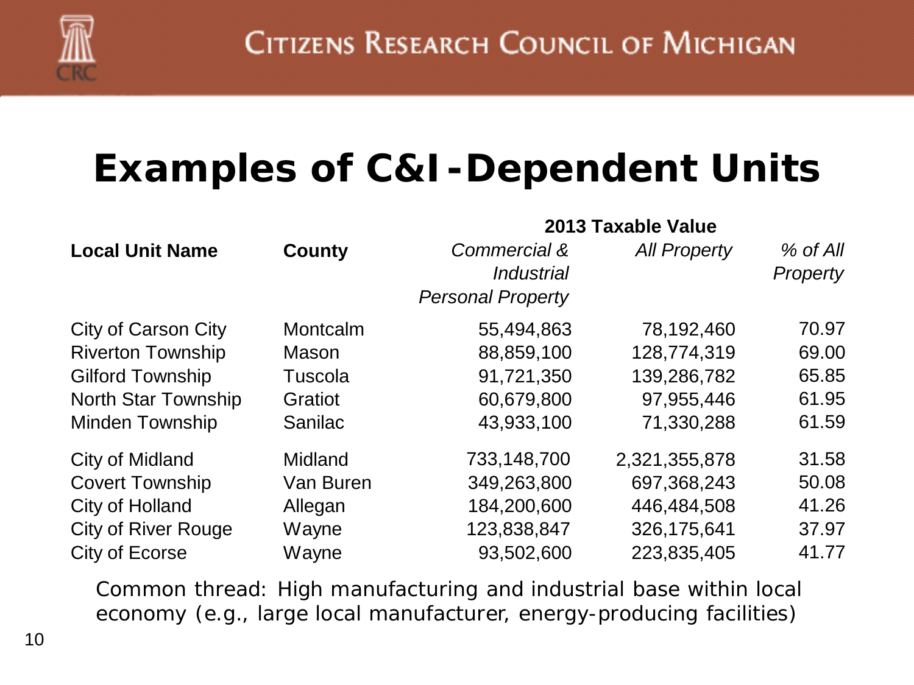# Examples of C&I-Dependent Units

| Local Unit Name | County | 2013 Taxable Value | | |
|---|---|---|---|---|
| | | *Commercial & Industrial Personal Property* | *All Property* | *% of All Property* |
| City of Carson City | Montcalm | 55,494,863 | 78,192,460 | 70.97 |
| Riverton Township | Mason | 88,859,100 | 128,774,319 | 69.00 |
| Gilford Township | Tuscola | 91,721,350 | 139,286,782 | 65.85 |
| North Star Township | Gratiot | 60,679,800 | 97,955,446 | 61.95 |
| Minden Township | Sanilac | 43,933,100 | 71,330,288 | 61.59 |
| City of Midland | Midland | 733,148,700 | 2,321,355,878 | 31.58 |
| Covert Township | Van Buren | 349,263,800 | 697,368,243 | 50.08 |
| City of Holland | Allegan | 184,200,600 | 446,484,508 | 41.26 |
| City of River Rouge | Wayne | 123,838,847 | 326,175,641 | 37.97 |
| City of Ecorse | Wayne | 93,502,600 | 223,835,405 | 41.77 |

Common thread: High manufacturing and industrial base within local economy (e.g., large local manufacturer, energy-producing facilities)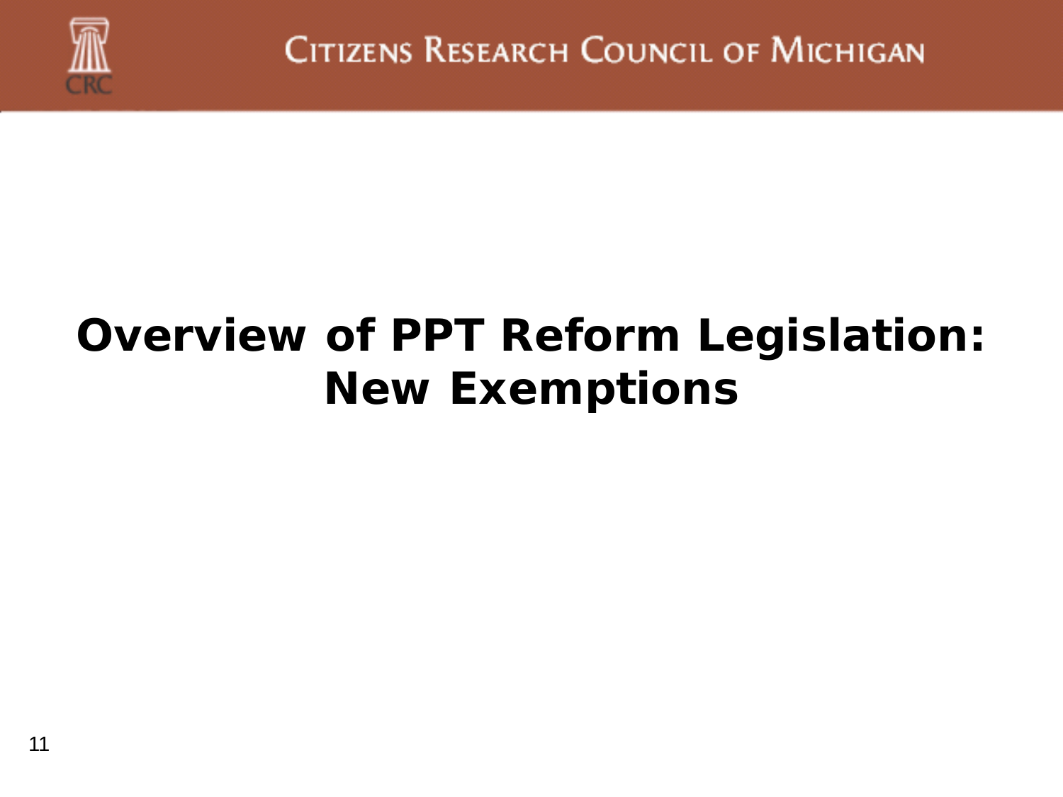# Overview of PPT Reform Legislation: New Exemptions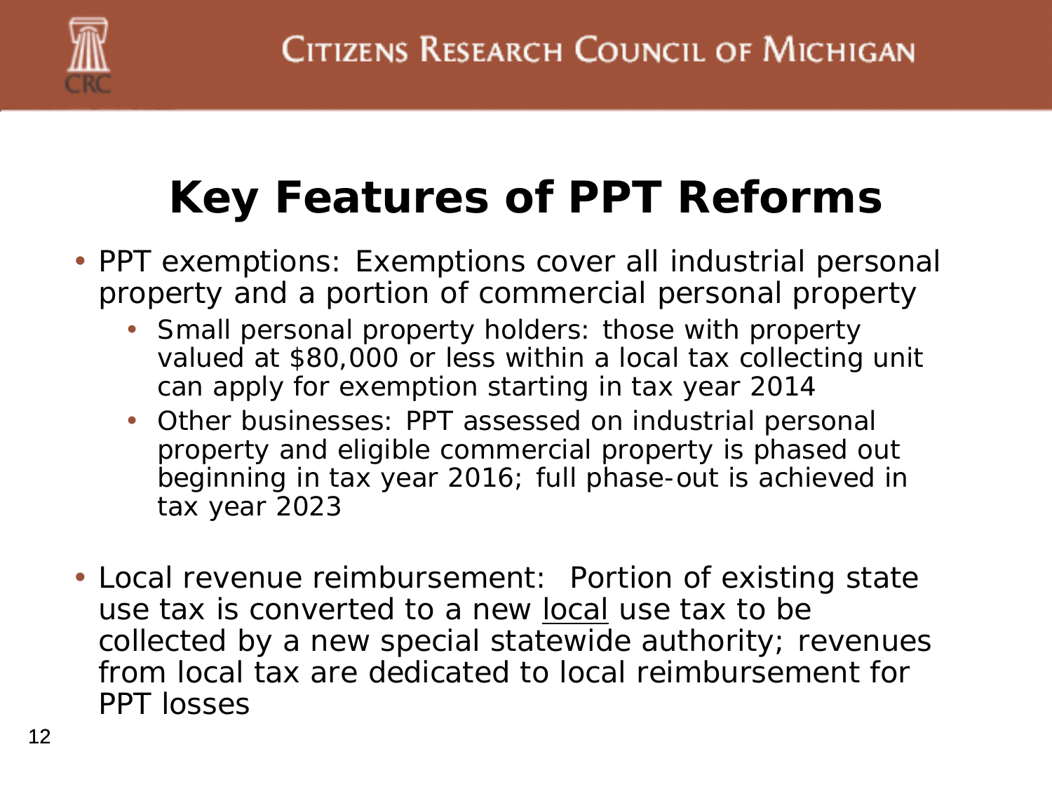# Key Features of PPT Reforms

- PPT exemptions: Exemptions cover all industrial personal property and a portion of commercial personal property
  - Small personal property holders: those with property valued at $80,000 or less within a local tax collecting unit can apply for exemption starting in tax year 2014
  - Other businesses: PPT assessed on industrial personal property and eligible commercial property is phased out beginning in tax year 2016; full phase-out is achieved in tax year 2023

- Local revenue reimbursement: Portion of existing state use tax is converted to a new <u>local</u> use tax to be collected by a new special statewide authority; revenues from local tax are dedicated to local reimbursement for PPT losses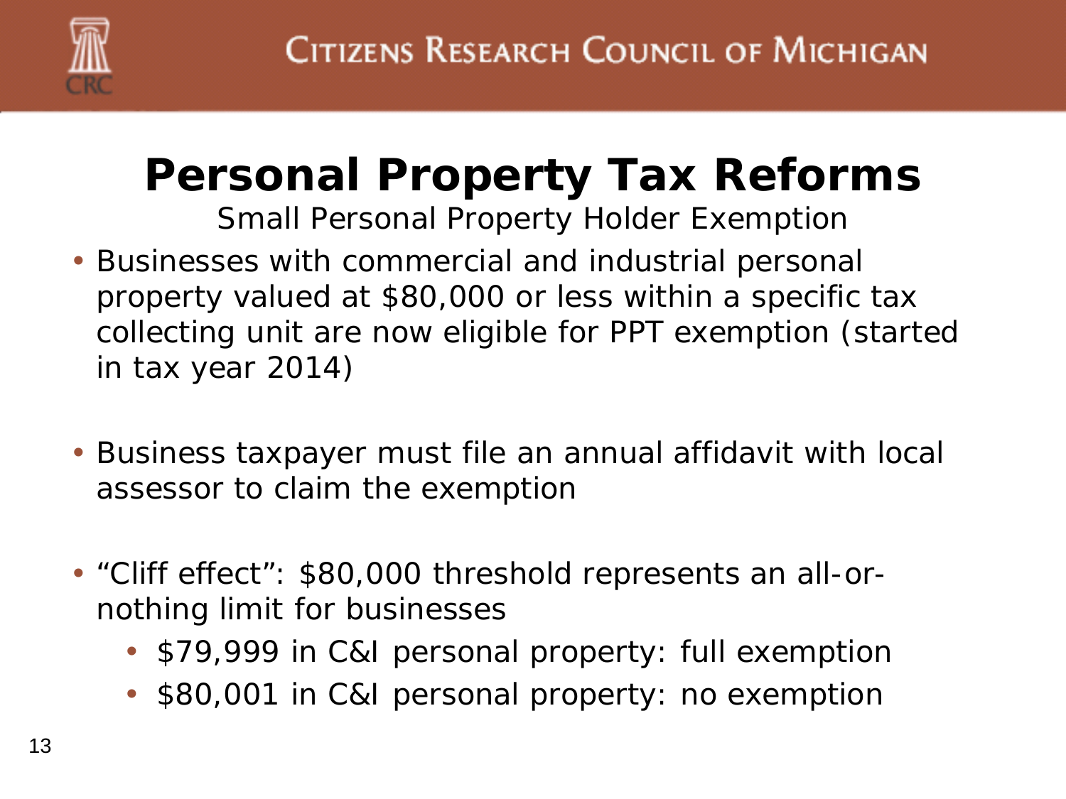# Personal Property Tax Reforms

Small Personal Property Holder Exemption

- Businesses with commercial and industrial personal property valued at $80,000 or less within a specific tax collecting unit are now eligible for PPT exemption (started in tax year 2014)
- Business taxpayer must file an annual affidavit with local assessor to claim the exemption
- "Cliff effect": $80,000 threshold represents an all-or-nothing limit for businesses
  - $79,999 in C&I personal property: full exemption
  - $80,001 in C&I personal property: no exemption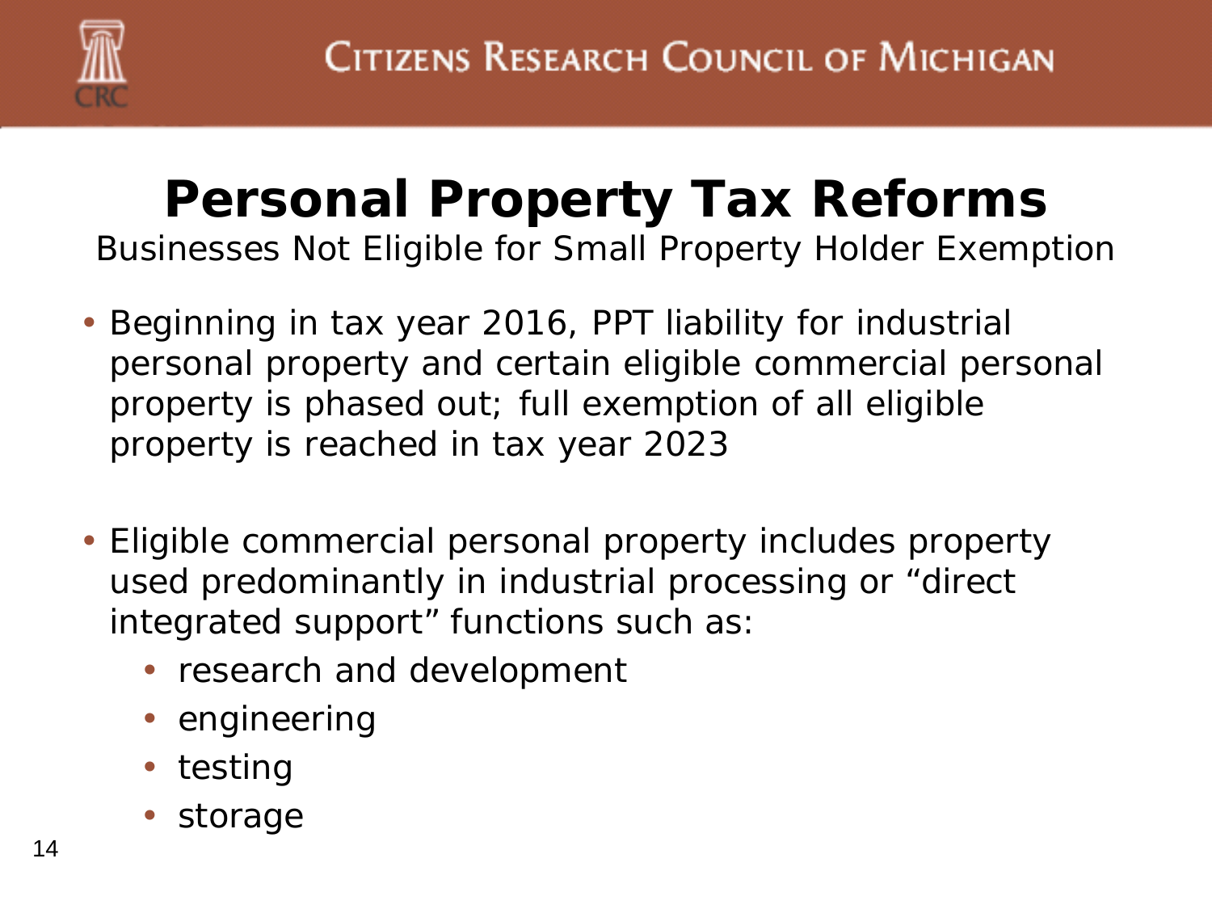# Personal Property Tax Reforms

Businesses Not Eligible for Small Property Holder Exemption

- Beginning in tax year 2016, PPT liability for industrial personal property and certain eligible commercial personal property is phased out; full exemption of all eligible property is reached in tax year 2023

- Eligible commercial personal property includes property used predominantly in industrial processing or "direct integrated support" functions such as:
  - research and development
  - engineering
  - testing
  - storage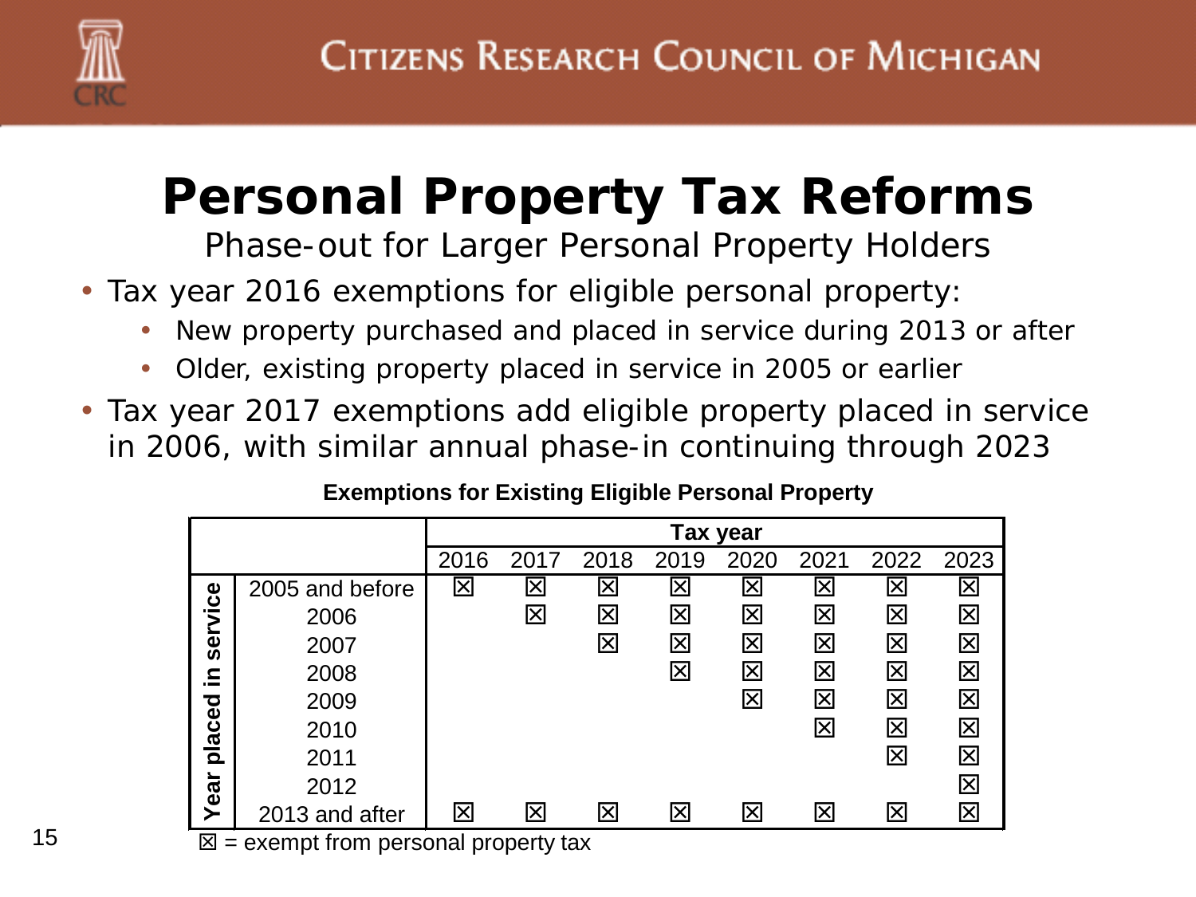# Personal Property Tax Reforms

Phase-out for Larger Personal Property Holders

- Tax year 2016 exemptions for eligible personal property:
  - New property purchased and placed in service during 2013 or after
  - Older, existing property placed in service in 2005 or earlier
- Tax year 2017 exemptions add eligible property placed in service in 2006, with similar annual phase-in continuing through 2023

**Exemptions for Existing Eligible Personal Property**

| Year placed in service | Tax year | | | | | | | |
|---|---|---|---|---|---|---|---|---|
| | 2016 | 2017 | 2018 | 2019 | 2020 | 2021 | 2022 | 2023 |
| 2005 and before | ☒ | ☒ | ☒ | ☒ | ☒ | ☒ | ☒ | ☒ |
| 2006 | | ☒ | ☒ | ☒ | ☒ | ☒ | ☒ | ☒ |
| 2007 | | | ☒ | ☒ | ☒ | ☒ | ☒ | ☒ |
| 2008 | | | | ☒ | ☒ | ☒ | ☒ | ☒ |
| 2009 | | | | | ☒ | ☒ | ☒ | ☒ |
| 2010 | | | | | | ☒ | ☒ | ☒ |
| 2011 | | | | | | | ☒ | ☒ |
| 2012 | | | | | | | | ☒ |
| 2013 and after | ☒ | ☒ | ☒ | ☒ | ☒ | ☒ | ☒ | ☒ |

☒ = exempt from personal property tax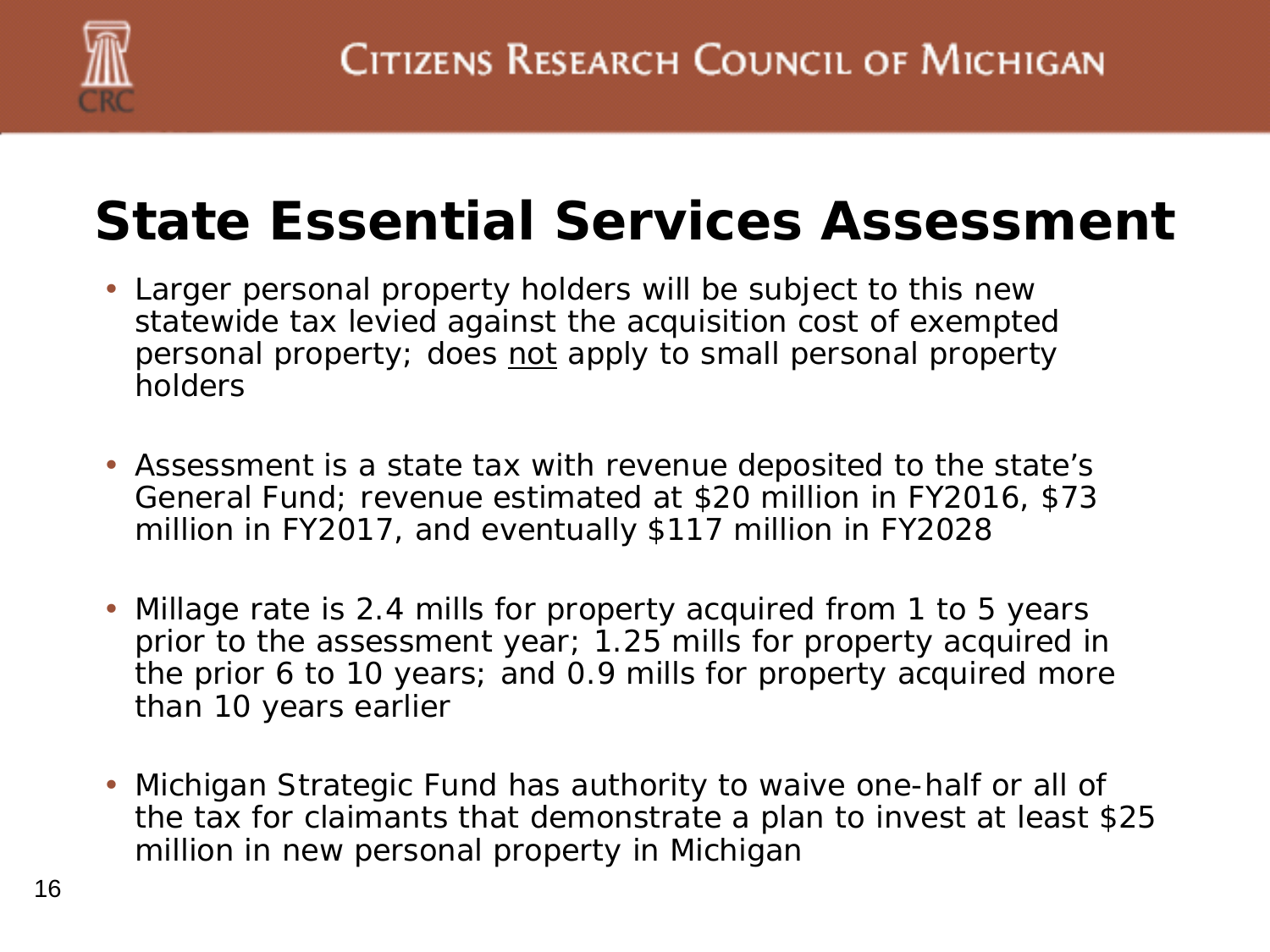# State Essential Services Assessment

- Larger personal property holders will be subject to this new statewide tax levied against the acquisition cost of exempted personal property; does not apply to small personal property holders

- Assessment is a state tax with revenue deposited to the state's General Fund; revenue estimated at $20 million in FY2016, $73 million in FY2017, and eventually $117 million in FY2028

- Millage rate is 2.4 mills for property acquired from 1 to 5 years prior to the assessment year; 1.25 mills for property acquired in the prior 6 to 10 years; and 0.9 mills for property acquired more than 10 years earlier

- Michigan Strategic Fund has authority to waive one-half or all of the tax for claimants that demonstrate a plan to invest at least $25 million in new personal property in Michigan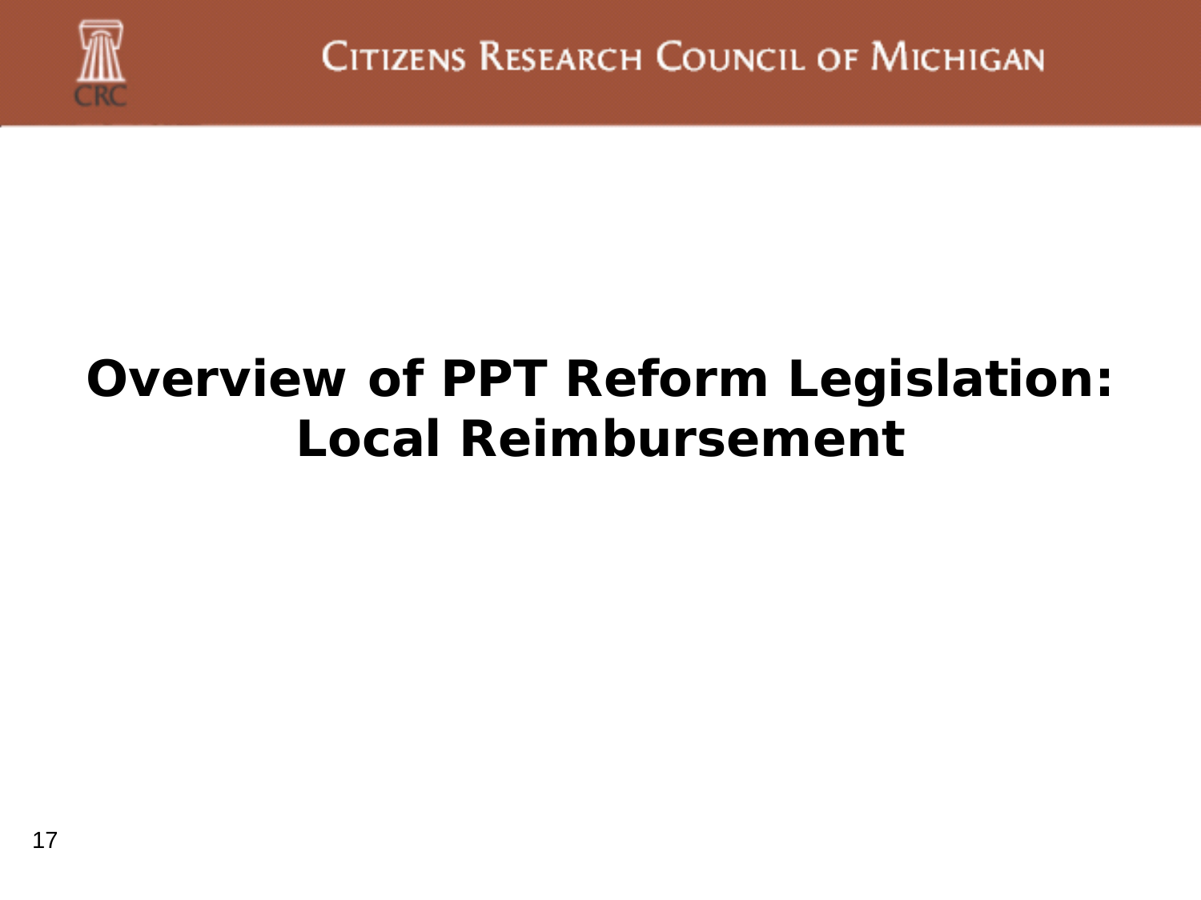# Overview of PPT Reform Legislation: Local Reimbursement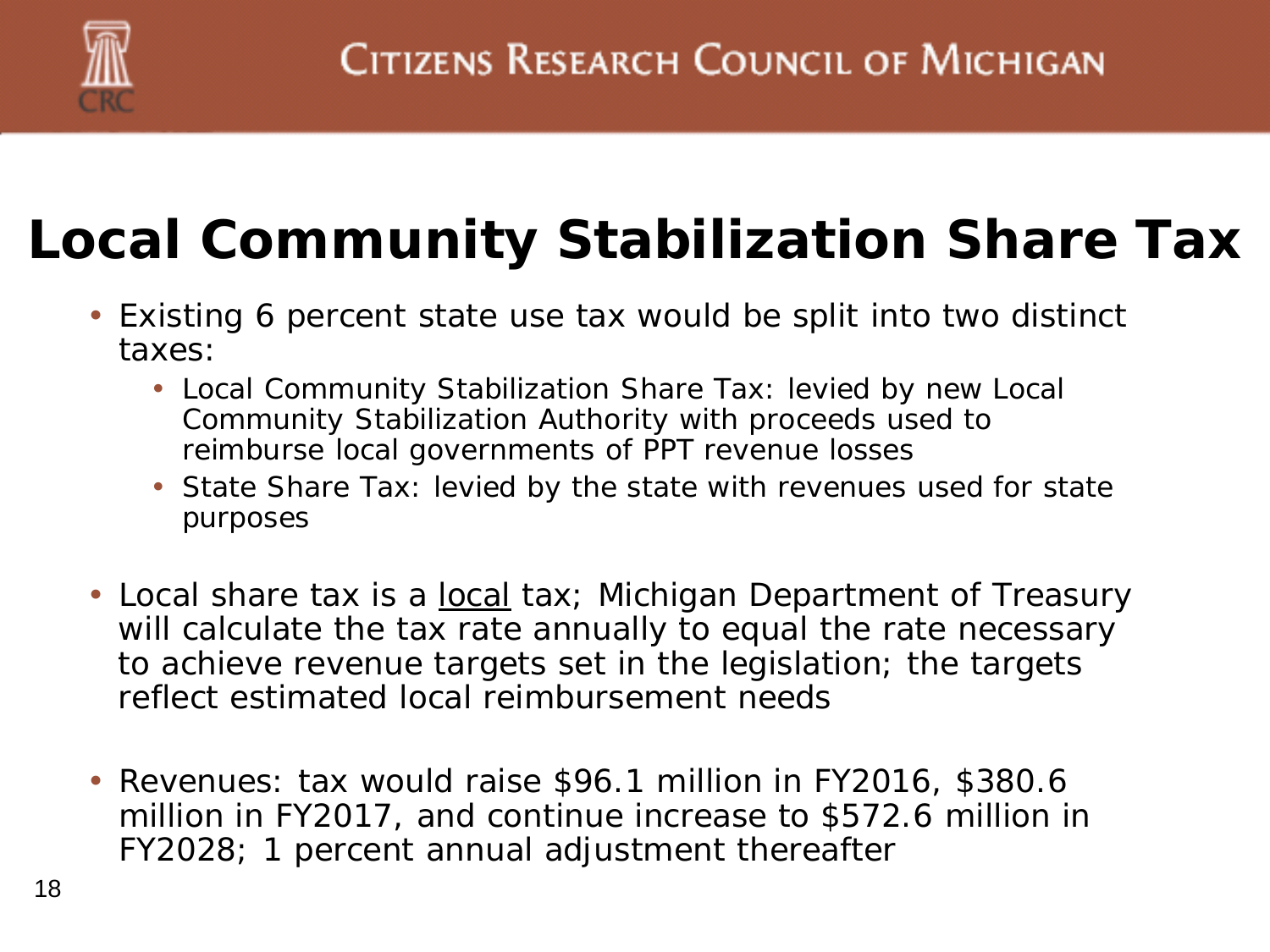# Local Community Stabilization Share Tax

- Existing 6 percent state use tax would be split into two distinct taxes:
  - Local Community Stabilization Share Tax: levied by new Local Community Stabilization Authority with proceeds used to reimburse local governments of PPT revenue losses
  - State Share Tax: levied by the state with revenues used for state purposes
- Local share tax is a <u>local</u> tax; Michigan Department of Treasury will calculate the tax rate annually to equal the rate necessary to achieve revenue targets set in the legislation; the targets reflect estimated local reimbursement needs
- Revenues: tax would raise $96.1 million in FY2016, $380.6 million in FY2017, and continue increase to $572.6 million in FY2028; 1 percent annual adjustment thereafter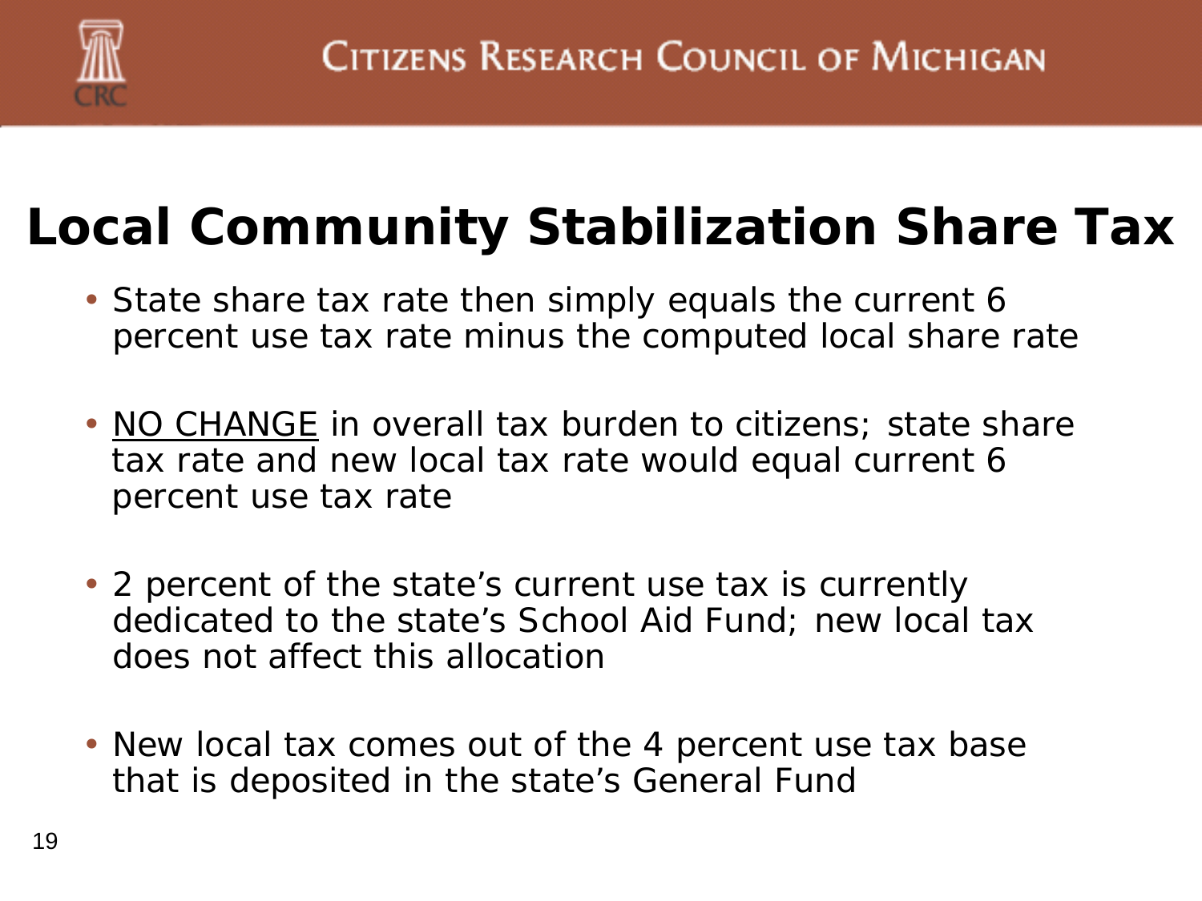# Local Community Stabilization Share Tax

- State share tax rate then simply equals the current 6 percent use tax rate minus the computed local share rate
- NO CHANGE in overall tax burden to citizens; state share tax rate and new local tax rate would equal current 6 percent use tax rate
- 2 percent of the state's current use tax is currently dedicated to the state's School Aid Fund; new local tax does not affect this allocation
- New local tax comes out of the 4 percent use tax base that is deposited in the state's General Fund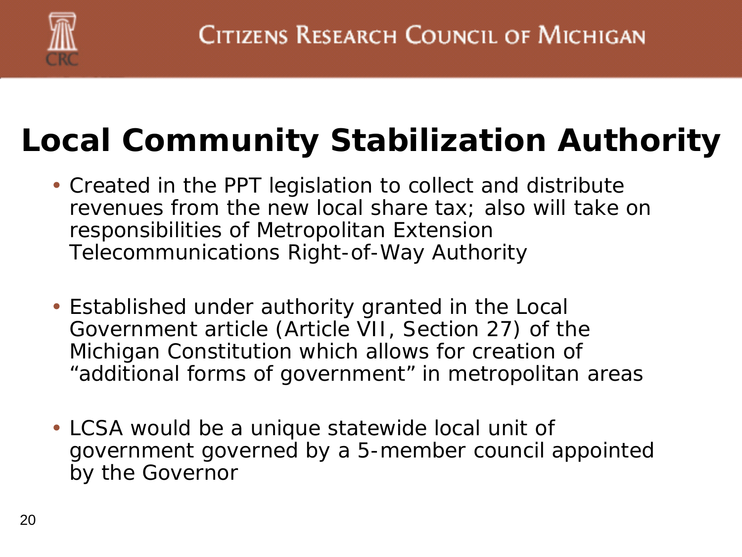# Local Community Stabilization Authority

- Created in the PPT legislation to collect and distribute revenues from the new local share tax; also will take on responsibilities of Metropolitan Extension Telecommunications Right-of-Way Authority

- Established under authority granted in the Local Government article (Article VII, Section 27) of the Michigan Constitution which allows for creation of "additional forms of government" in metropolitan areas

- LCSA would be a unique statewide local unit of government governed by a 5-member council appointed by the Governor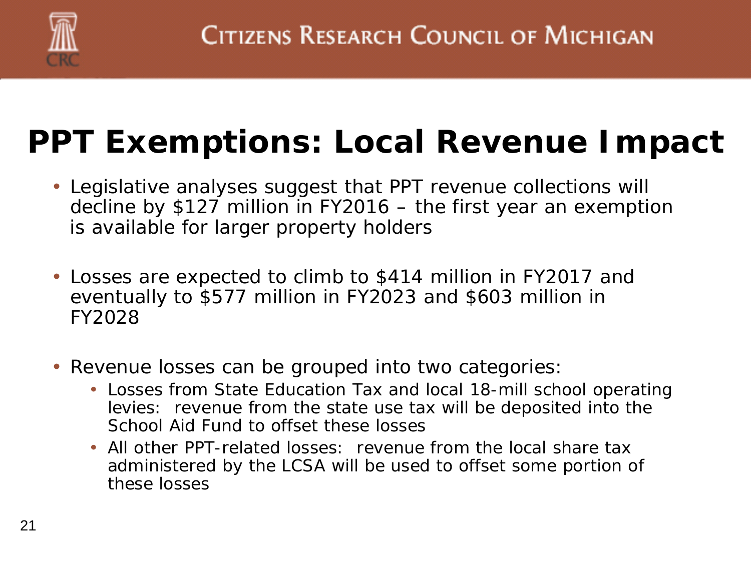# PPT Exemptions: Local Revenue Impact

- Legislative analyses suggest that PPT revenue collections will decline by $127 million in FY2016 – the first year an exemption is available for larger property holders
- Losses are expected to climb to $414 million in FY2017 and eventually to $577 million in FY2023 and $603 million in FY2028
- Revenue losses can be grouped into two categories:
  - Losses from State Education Tax and local 18-mill school operating levies: revenue from the state use tax will be deposited into the School Aid Fund to offset these losses
  - All other PPT-related losses: revenue from the local share tax administered by the LCSA will be used to offset some portion of these losses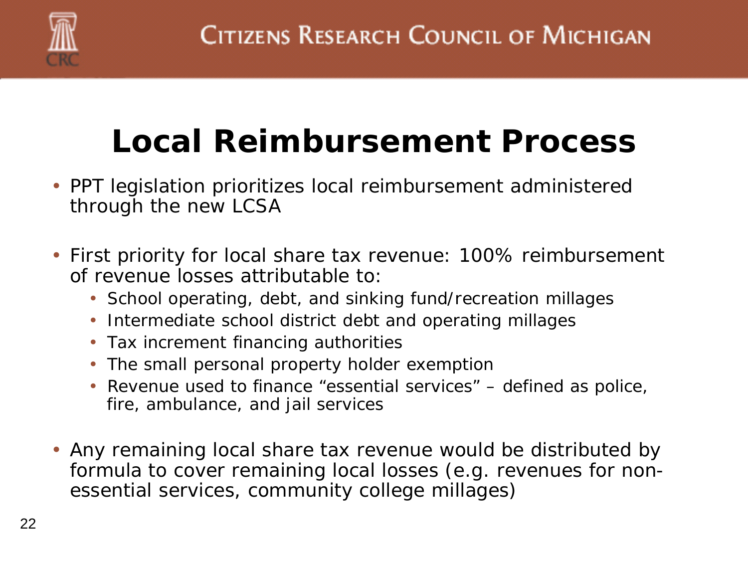# Local Reimbursement Process

- PPT legislation prioritizes local reimbursement administered through the new LCSA
- First priority for local share tax revenue: 100% reimbursement of revenue losses attributable to:
  - School operating, debt, and sinking fund/recreation millages
  - Intermediate school district debt and operating millages
  - Tax increment financing authorities
  - The small personal property holder exemption
  - Revenue used to finance "essential services" – defined as police, fire, ambulance, and jail services
- Any remaining local share tax revenue would be distributed by formula to cover remaining local losses (e.g. revenues for non-essential services, community college millages)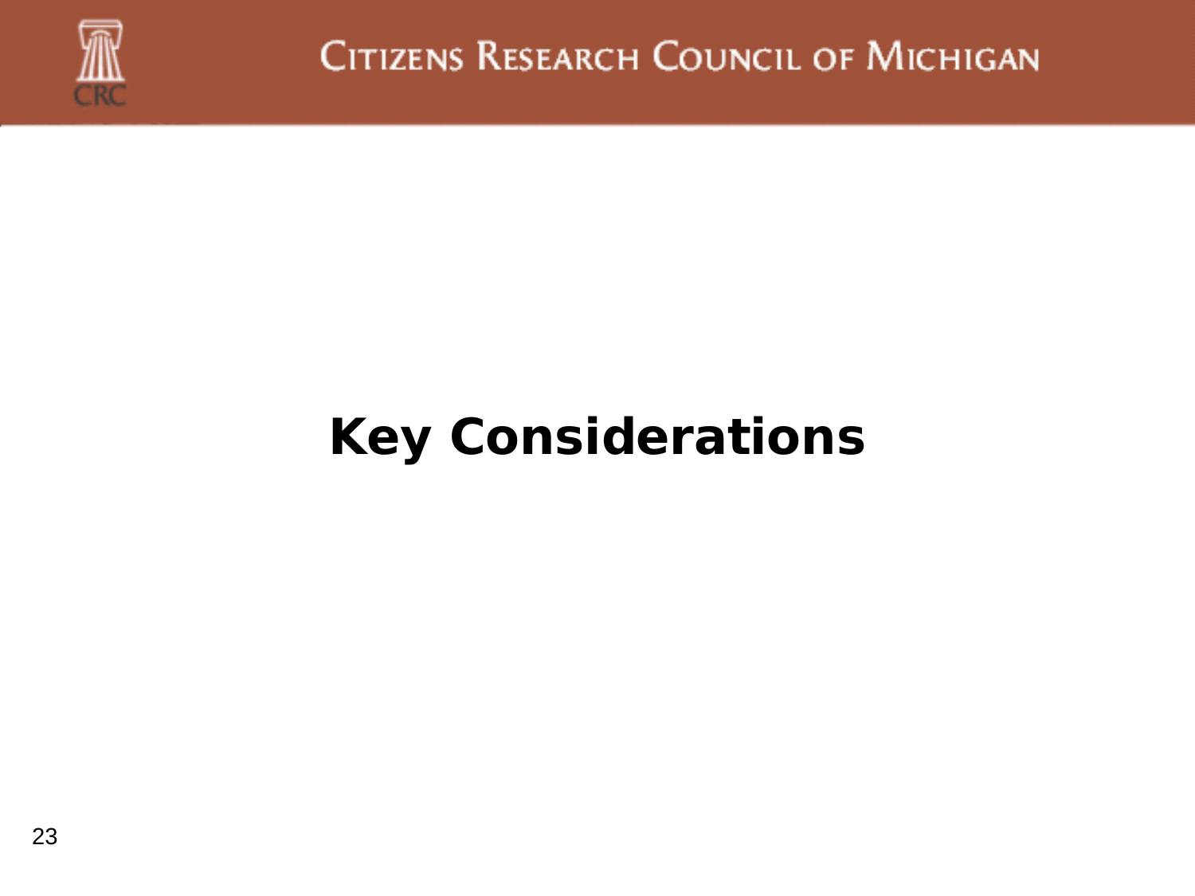# Key Considerations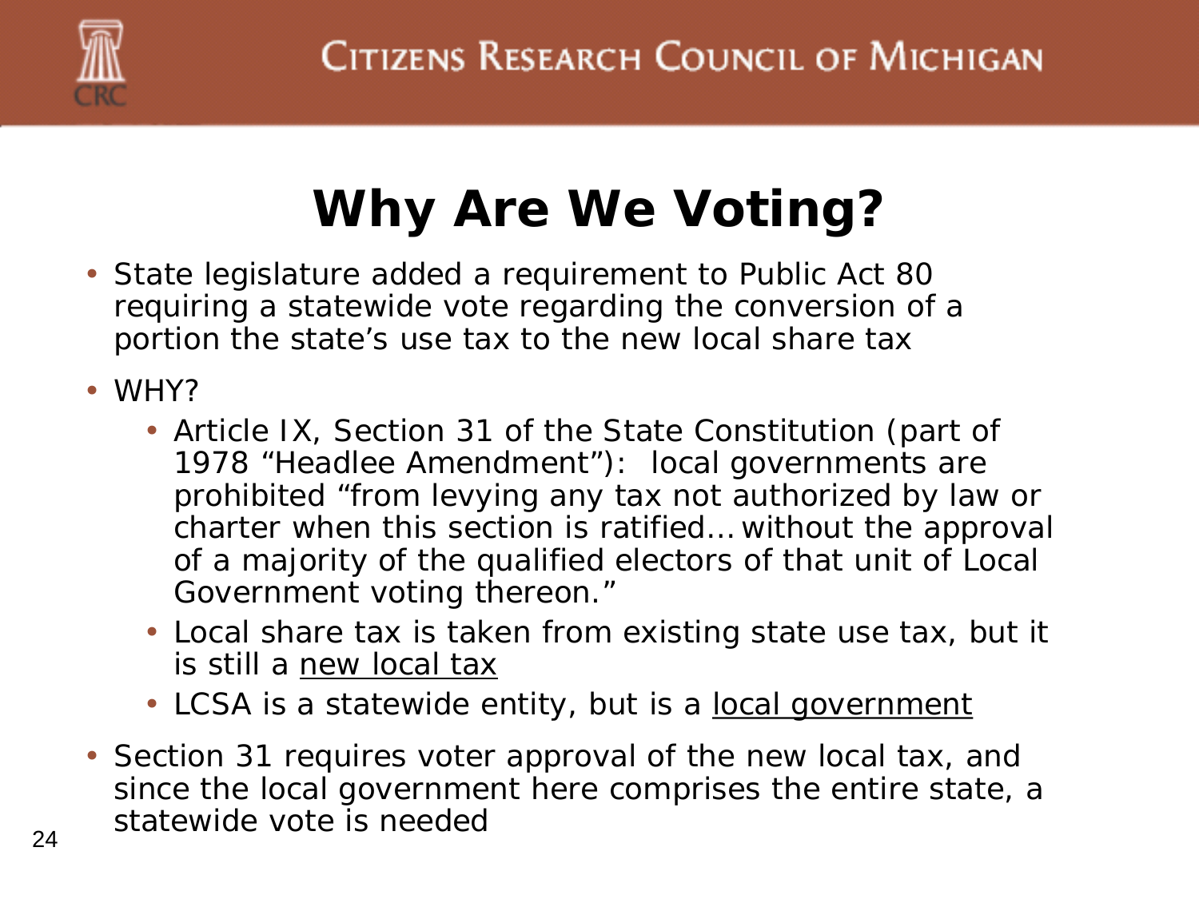# Why Are We Voting?

- State legislature added a requirement to Public Act 80 requiring a statewide vote regarding the conversion of a portion the state's use tax to the new local share tax
- WHY?
  - Article IX, Section 31 of the State Constitution (part of 1978 "Headlee Amendment"): local governments are prohibited "from levying any tax not authorized by law or charter when this section is ratified… without the approval of a majority of the qualified electors of that unit of Local Government voting thereon."
  - Local share tax is taken from existing state use tax, but it is still a <u>new local tax</u>
  - LCSA is a statewide entity, but is a <u>local government</u>
- Section 31 requires voter approval of the new local tax, and since the local government here comprises the entire state, a statewide vote is needed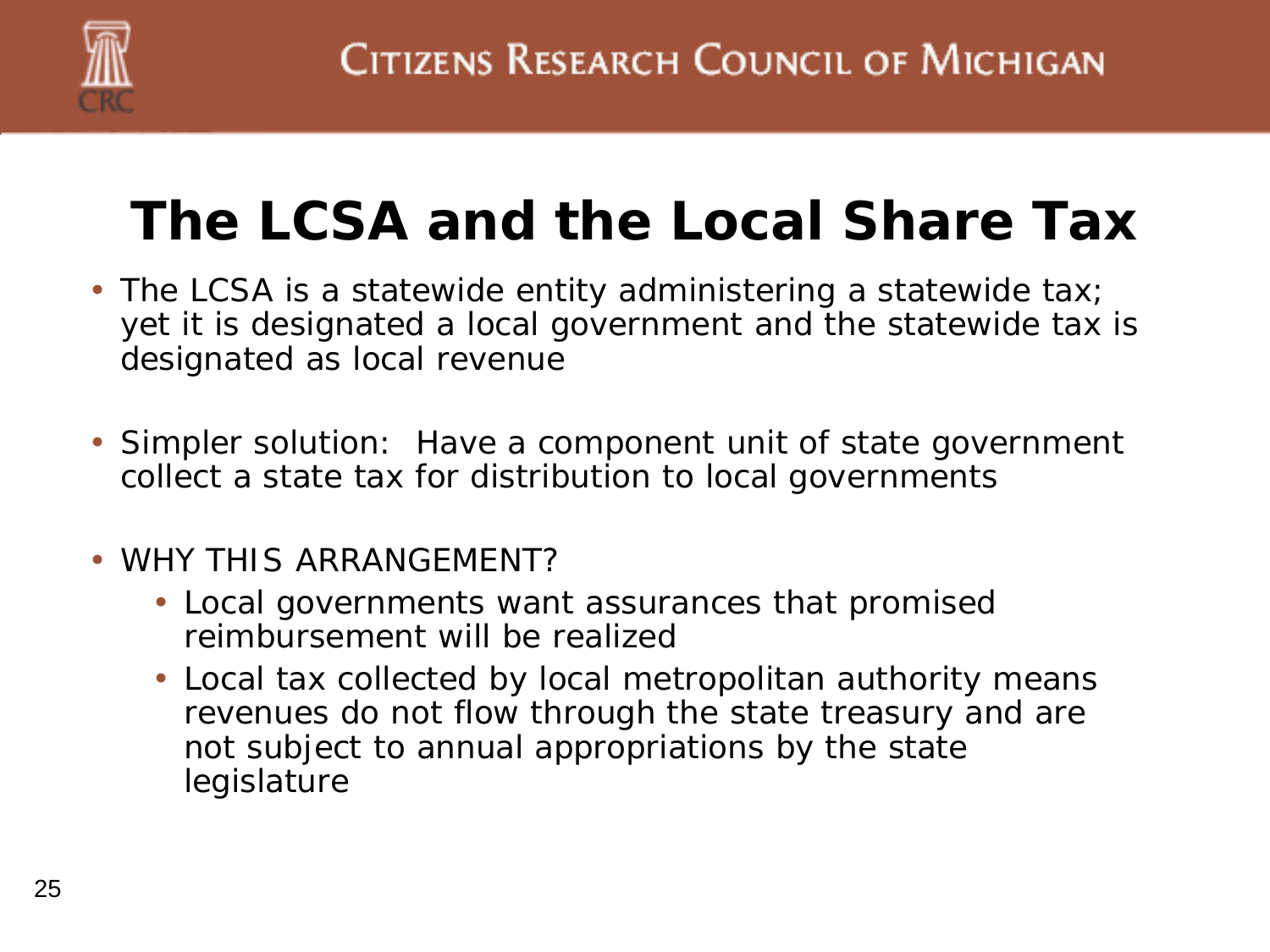# The LCSA and the Local Share Tax

- The LCSA is a statewide entity administering a statewide tax; yet it is designated a local government and the statewide tax is designated as local revenue
- Simpler solution: Have a component unit of state government collect a state tax for distribution to local governments
- WHY THIS ARRANGEMENT?
  - Local governments want assurances that promised reimbursement will be realized
  - Local tax collected by local metropolitan authority means revenues do not flow through the state treasury and are not subject to annual appropriations by the state legislature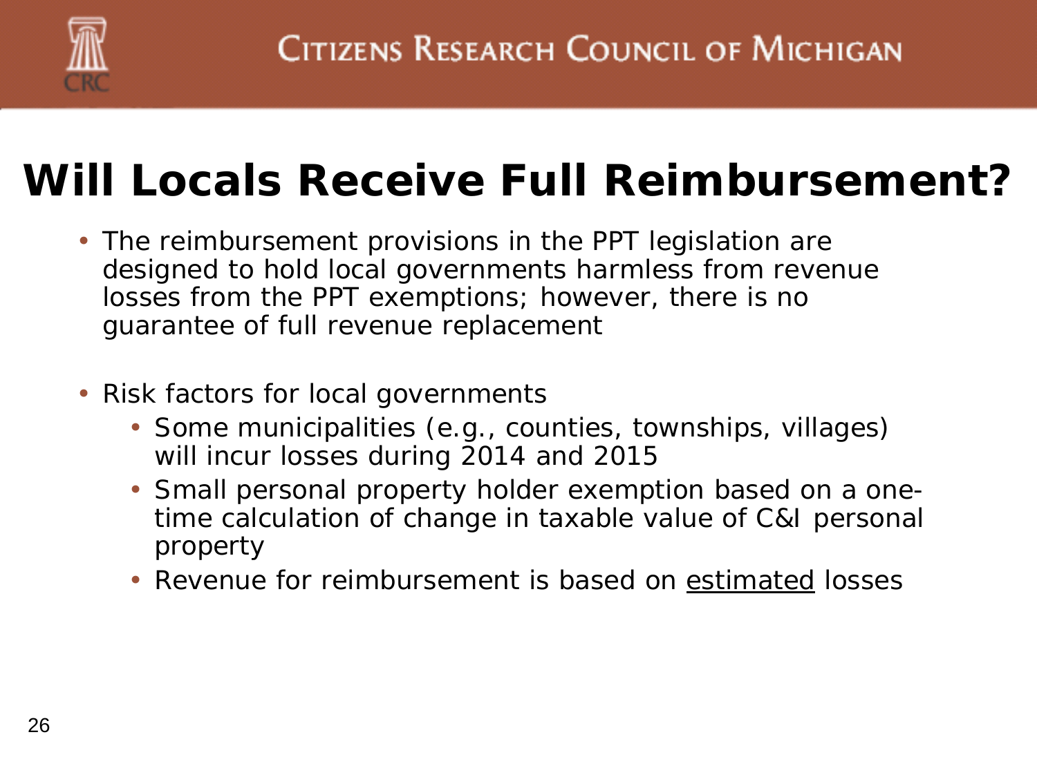# Will Locals Receive Full Reimbursement?

- The reimbursement provisions in the PPT legislation are designed to hold local governments harmless from revenue losses from the PPT exemptions; however, there is no guarantee of full revenue replacement

- Risk factors for local governments
  - Some municipalities (e.g., counties, townships, villages) will incur losses during 2014 and 2015
  - Small personal property holder exemption based on a one-time calculation of change in taxable value of C&I personal property
  - Revenue for reimbursement is based on <u>estimated</u> losses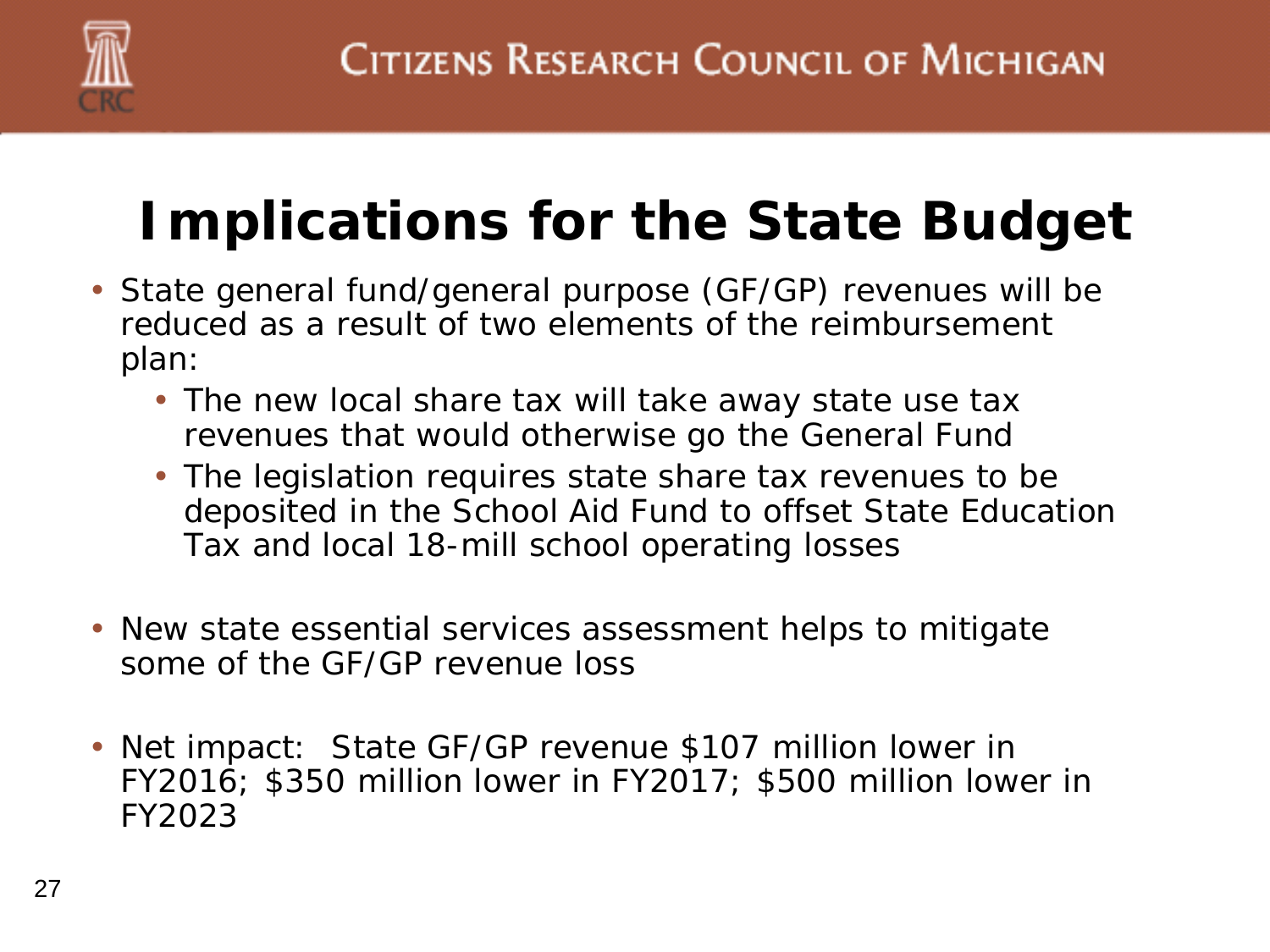# Implications for the State Budget

- State general fund/general purpose (GF/GP) revenues will be reduced as a result of two elements of the reimbursement plan:
  - The new local share tax will take away state use tax revenues that would otherwise go the General Fund
  - The legislation requires state share tax revenues to be deposited in the School Aid Fund to offset State Education Tax and local 18-mill school operating losses
- New state essential services assessment helps to mitigate some of the GF/GP revenue loss
- Net impact: State GF/GP revenue $107 million lower in FY2016; $350 million lower in FY2017; $500 million lower in FY2023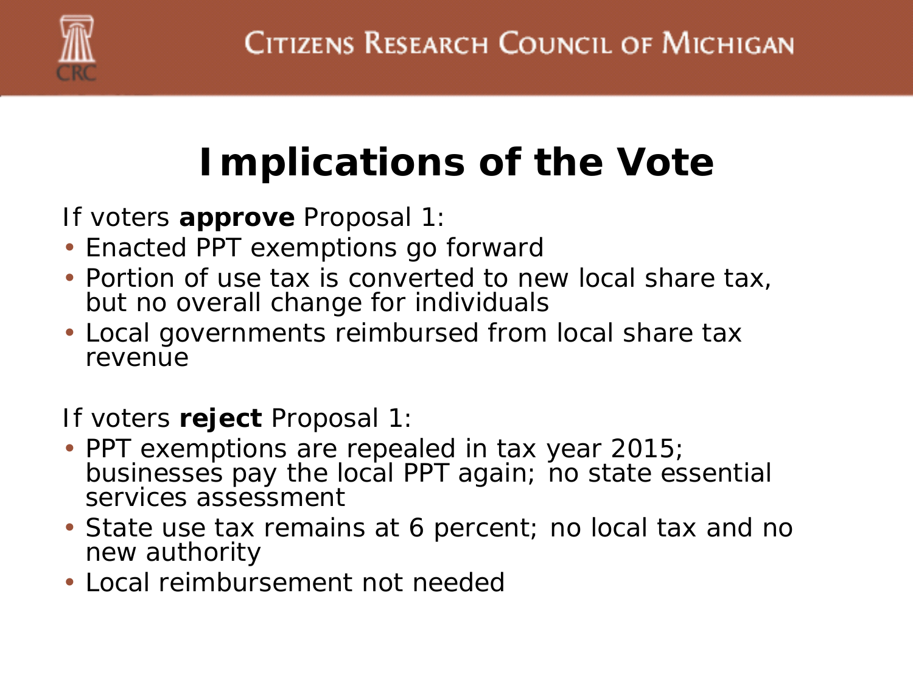# Implications of the Vote

If voters **approve** Proposal 1:

- Enacted PPT exemptions go forward
- Portion of use tax is converted to new local share tax, but no overall change for individuals
- Local governments reimbursed from local share tax revenue

If voters **reject** Proposal 1:

- PPT exemptions are repealed in tax year 2015; businesses pay the local PPT again; no state essential services assessment
- State use tax remains at 6 percent; no local tax and no new authority
- Local reimbursement not needed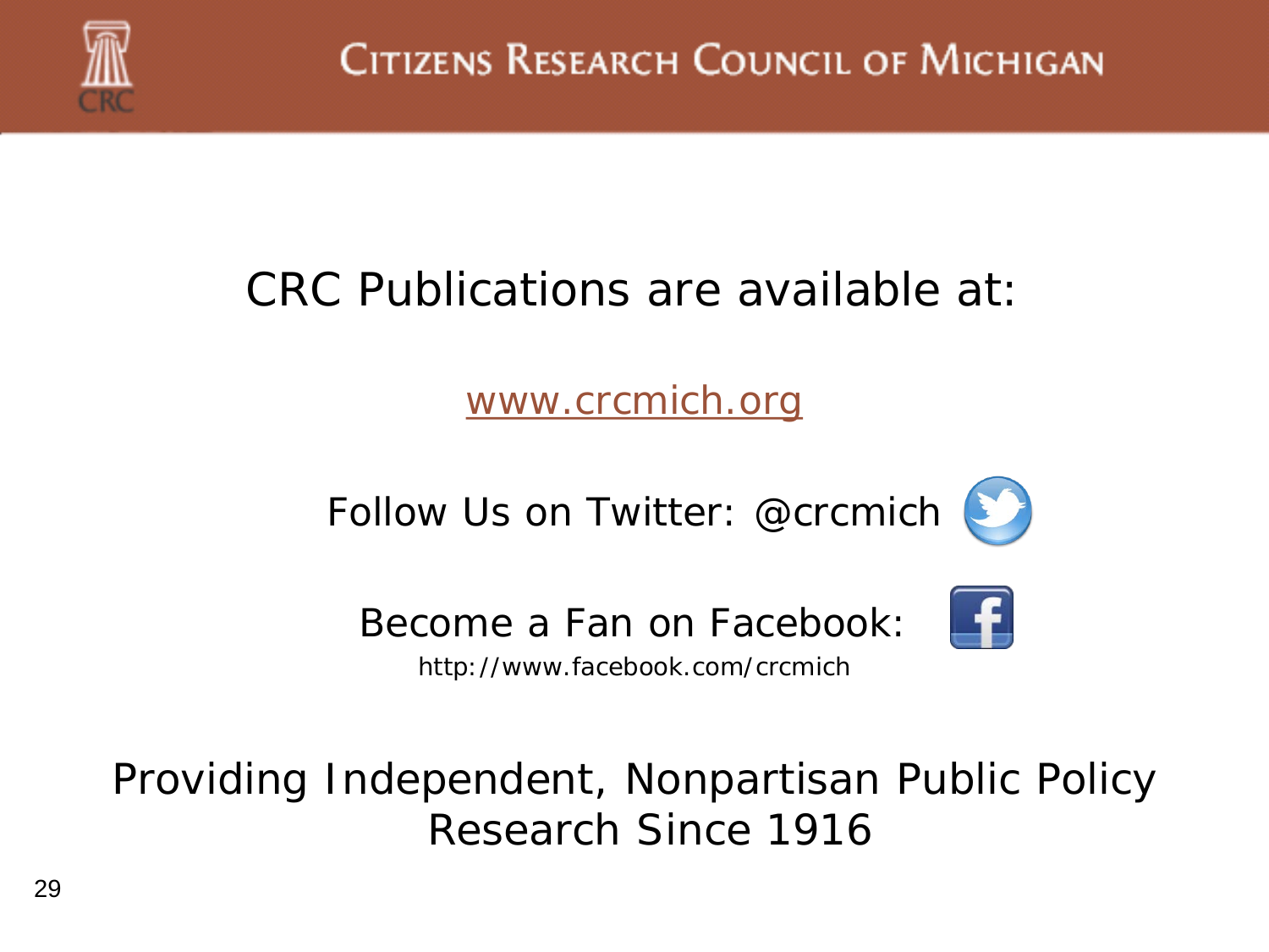CITIZENS RESEARCH COUNCIL OF MICHIGAN

CRC Publications are available at:

www.crcmich.org

Follow Us on Twitter: @crcmich

Become a Fan on Facebook:

http://www.facebook.com/crcmich

Providing Independent, Nonpartisan Public Policy Research Since 1916